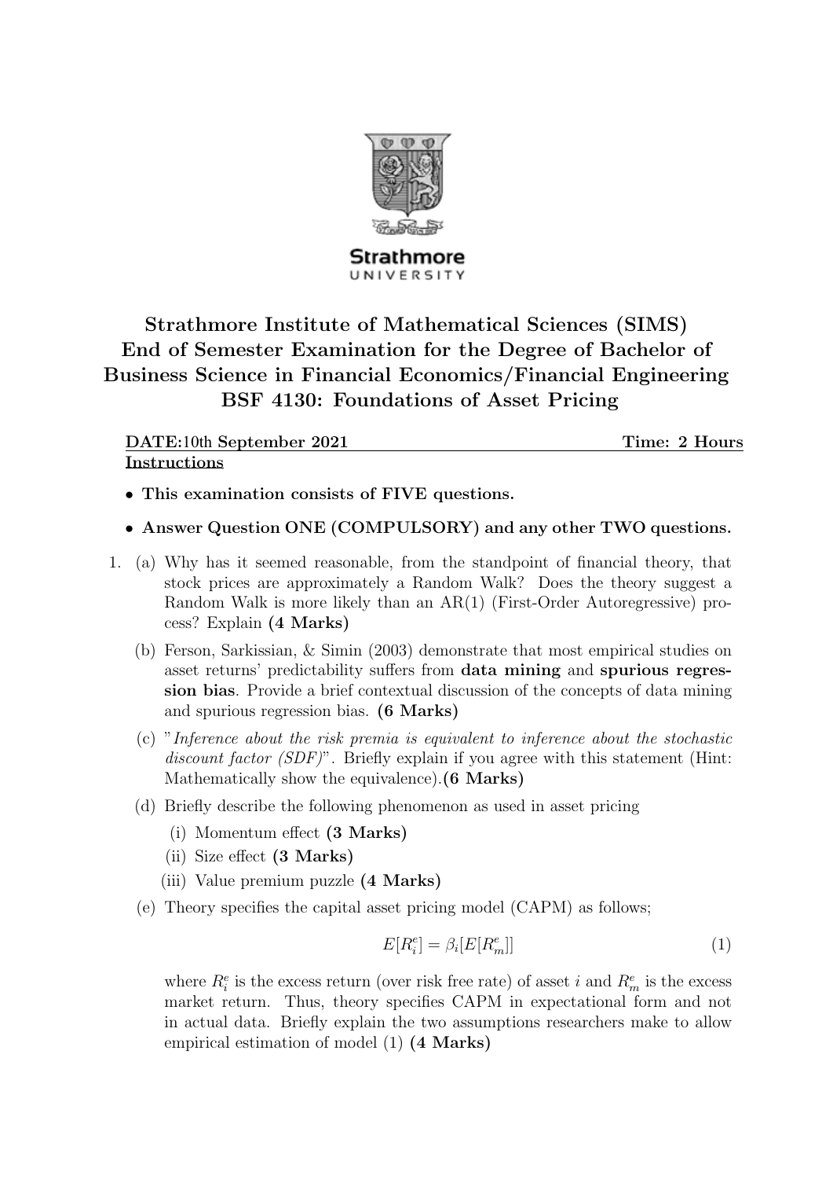**Strathmore**
UNIVERSITY

# Strathmore Institute of Mathematical Sciences (SIMS)
## End of Semester Examination for the Degree of Bachelor of Business Science in Financial Economics/Financial Engineering
## BSF 4130: Foundations of Asset Pricing

**DATE:**10th September 2021 **Time: 2 Hours**

**Instructions**

- **This examination consists of FIVE questions.**
- **Answer Question ONE (COMPULSORY) and any other TWO questions.**

1. (a) Why has it seemed reasonable, from the standpoint of financial theory, that stock prices are approximately a Random Walk? Does the theory suggest a Random Walk is more likely than an AR(1) (First-Order Autoregressive) process? Explain **(4 Marks)**

   (b) Ferson, Sarkissian, & Simin (2003) demonstrate that most empirical studies on asset returns' predictability suffers from **data mining** and **spurious regression bias**. Provide a brief contextual discussion of the concepts of data mining and spurious regression bias. **(6 Marks)**

   (c) "*Inference about the risk premia is equivalent to inference about the stochastic discount factor (SDF)*". Briefly explain if you agree with this statement (Hint: Mathematically show the equivalence).**(6 Marks)**

   (d) Briefly describe the following phenomenon as used in asset pricing

   (i) Momentum effect **(3 Marks)**

   (ii) Size effect **(3 Marks)**

   (iii) Value premium puzzle **(4 Marks)**

   (e) Theory specifies the capital asset pricing model (CAPM) as follows;

   $$E[R_i^e] = \beta_i[E[R_m^e]] \tag{1}$$

   where $R_i^e$ is the excess return (over risk free rate) of asset $i$ and $R_m^e$ is the excess market return. Thus, theory specifies CAPM in expectational form and not in actual data. Briefly explain the two assumptions researchers make to allow empirical estimation of model (1) **(4 Marks)**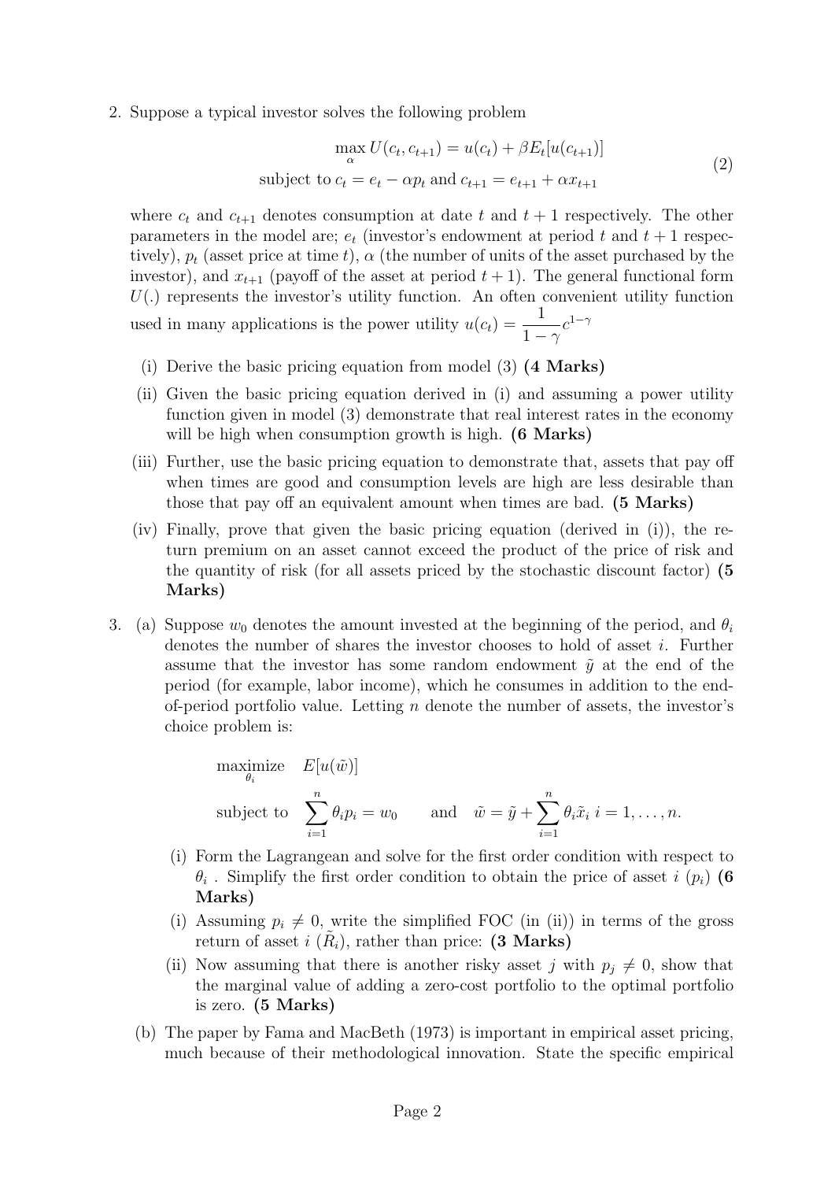2. Suppose a typical investor solves the following problem

$$\max_{\alpha} U(c_t, c_{t+1}) = u(c_t) + \beta E_t[u(c_{t+1})]$$
$$\text{subject to } c_t = e_t - \alpha p_t \text{ and } c_{t+1} = e_{t+1} + \alpha x_{t+1} \tag{2}$$

where $c_t$ and $c_{t+1}$ denotes consumption at date $t$ and $t+1$ respectively. The other parameters in the model are; $e_t$ (investor's endowment at period $t$ and $t+1$ respectively), $p_t$ (asset price at time $t$), $\alpha$ (the number of units of the asset purchased by the investor), and $x_{t+1}$ (payoff of the asset at period $t+1$). The general functional form $U(.)$ represents the investor's utility function. An often convenient utility function used in many applications is the power utility $u(c_t) = \dfrac{1}{1-\gamma}c^{1-\gamma}$

(i) Derive the basic pricing equation from model (3) **(4 Marks)**

(ii) Given the basic pricing equation derived in (i) and assuming a power utility function given in model (3) demonstrate that real interest rates in the economy will be high when consumption growth is high. **(6 Marks)**

(iii) Further, use the basic pricing equation to demonstrate that, assets that pay off when times are good and consumption levels are high are less desirable than those that pay off an equivalent amount when times are bad. **(5 Marks)**

(iv) Finally, prove that given the basic pricing equation (derived in (i)), the return premium on an asset cannot exceed the product of the price of risk and the quantity of risk (for all assets priced by the stochastic discount factor) **(5 Marks)**

3. (a) Suppose $w_0$ denotes the amount invested at the beginning of the period, and $\theta_i$ denotes the number of shares the investor chooses to hold of asset $i$. Further assume that the investor has some random endowment $\tilde{y}$ at the end of the period (for example, labor income), which he consumes in addition to the end-of-period portfolio value. Letting $n$ denote the number of assets, the investor's choice problem is:

$$\underset{\theta_i}{\text{maximize}} \quad E[u(\tilde{w})]$$
$$\text{subject to} \quad \sum_{i=1}^{n} \theta_i p_i = w_0 \qquad \text{and} \quad \tilde{w} = \tilde{y} + \sum_{i=1}^{n} \theta_i \tilde{x}_i \ \ i = 1, \ldots, n.$$

(i) Form the Lagrangean and solve for the first order condition with respect to $\theta_i$ . Simplify the first order condition to obtain the price of asset $i$ ($p_i$) **(6 Marks)**

(i) Assuming $p_i \neq 0$, write the simplified FOC (in (ii)) in terms of the gross return of asset $i$ ($\tilde{R}_i$), rather than price: **(3 Marks)**

(ii) Now assuming that there is another risky asset $j$ with $p_j \neq 0$, show that the marginal value of adding a zero-cost portfolio to the optimal portfolio is zero. **(5 Marks)**

(b) The paper by Fama and MacBeth (1973) is important in empirical asset pricing, much because of their methodological innovation. State the specific empirical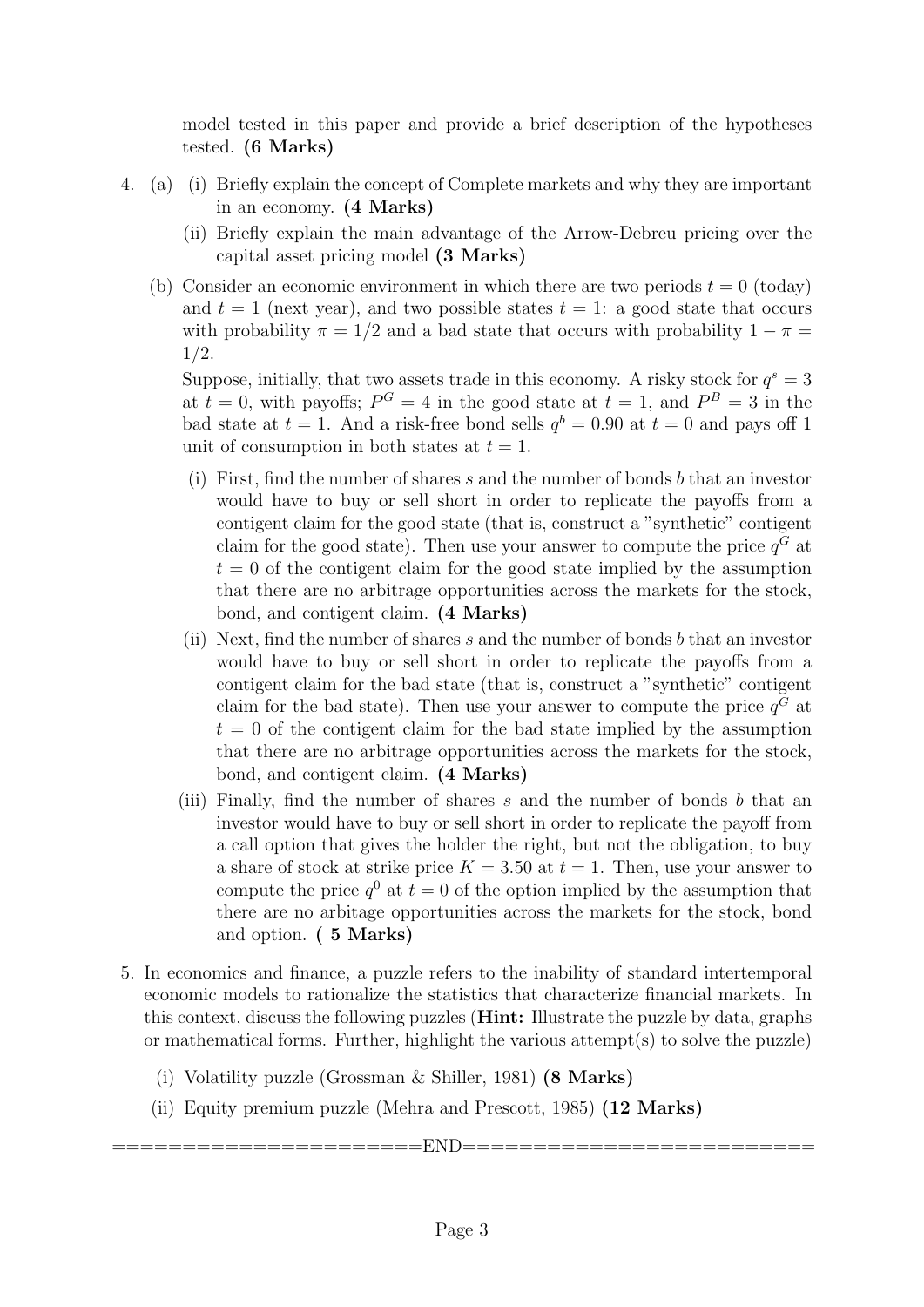model tested in this paper and provide a brief description of the hypotheses tested. **(6 Marks)**

4. (a) (i) Briefly explain the concept of Complete markets and why they are important in an economy. **(4 Marks)**

   (ii) Briefly explain the main advantage of the Arrow-Debreu pricing over the capital asset pricing model **(3 Marks)**

   (b) Consider an economic environment in which there are two periods $t = 0$ (today) and $t = 1$ (next year), and two possible states $t = 1$: a good state that occurs with probability $\pi = 1/2$ and a bad state that occurs with probability $1 - \pi = 1/2$.

   Suppose, initially, that two assets trade in this economy. A risky stock for $q^s = 3$ at $t = 0$, with payoffs; $P^G = 4$ in the good state at $t = 1$, and $P^B = 3$ in the bad state at $t = 1$. And a risk-free bond sells $q^b = 0.90$ at $t = 0$ and pays off 1 unit of consumption in both states at $t = 1$.

   (i) First, find the number of shares $s$ and the number of bonds $b$ that an investor would have to buy or sell short in order to replicate the payoffs from a contigent claim for the good state (that is, construct a "synthetic" contigent claim for the good state). Then use your answer to compute the price $q^G$ at $t = 0$ of the contigent claim for the good state implied by the assumption that there are no arbitrage opportunities across the markets for the stock, bond, and contigent claim. **(4 Marks)**

   (ii) Next, find the number of shares $s$ and the number of bonds $b$ that an investor would have to buy or sell short in order to replicate the payoffs from a contigent claim for the bad state (that is, construct a "synthetic" contigent claim for the bad state). Then use your answer to compute the price $q^G$ at $t = 0$ of the contigent claim for the bad state implied by the assumption that there are no arbitrage opportunities across the markets for the stock, bond, and contigent claim. **(4 Marks)**

   (iii) Finally, find the number of shares $s$ and the number of bonds $b$ that an investor would have to buy or sell short in order to replicate the payoff from a call option that gives the holder the right, but not the obligation, to buy a share of stock at strike price $K = 3.50$ at $t = 1$. Then, use your answer to compute the price $q^0$ at $t = 0$ of the option implied by the assumption that there are no arbitage opportunities across the markets for the stock, bond and option. **( 5 Marks)**

5. In economics and finance, a puzzle refers to the inability of standard intertemporal economic models to rationalize the statistics that characterize financial markets. In this context, discuss the following puzzles (**Hint:** Illustrate the puzzle by data, graphs or mathematical forms. Further, highlight the various attempt(s) to solve the puzzle)

   (i) Volatility puzzle (Grossman & Shiller, 1981) **(8 Marks)**

   (ii) Equity premium puzzle (Mehra and Prescott, 1985) **(12 Marks)**

=====================END=======================